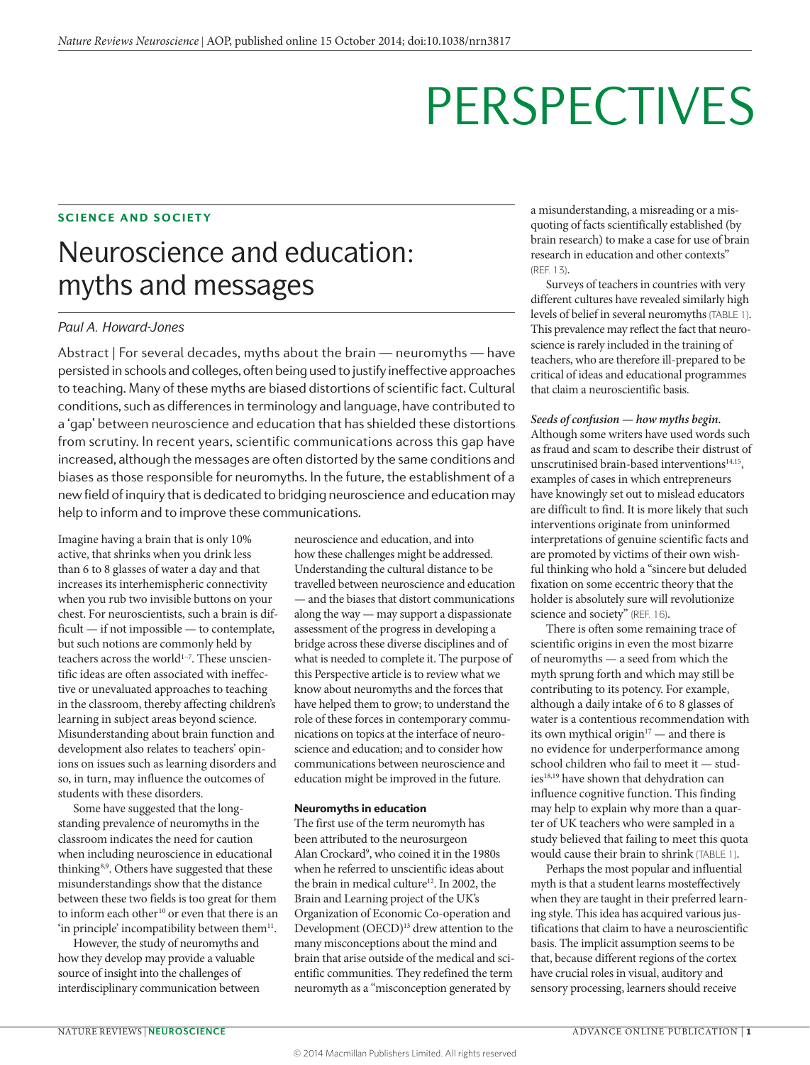PERSPECTIVES

SCIENCE AND SOCIETY

# Neuroscience and education: myths and messages

*Paul A. Howard-Jones*

Abstract | For several decades, myths about the brain — neuromyths — have persisted in schools and colleges, often being used to justify ineffective approaches to teaching. Many of these myths are biased distortions of scientific fact. Cultural conditions, such as differences in terminology and language, have contributed to a 'gap' between neuroscience and education that has shielded these distortions from scrutiny. In recent years, scientific communications across this gap have increased, although the messages are often distorted by the same conditions and biases as those responsible for neuromyths. In the future, the establishment of a new field of inquiry that is dedicated to bridging neuroscience and education may help to inform and to improve these communications.

Imagine having a brain that is only 10% active, that shrinks when you drink less than 6 to 8 glasses of water a day and that increases its interhemispheric connectivity when you rub two invisible buttons on your chest. For neuroscientists, such a brain is difficult — if not impossible — to contemplate, but such notions are commonly held by teachers across the world[1–7]. These unscientific ideas are often associated with ineffective or unevaluated approaches to teaching in the classroom, thereby affecting children's learning in subject areas beyond science. Misunderstanding about brain function and development also relates to teachers' opinions on issues such as learning disorders and so, in turn, may influence the outcomes of students with these disorders.

Some have suggested that the long-standing prevalence of neuromyths in the classroom indicates the need for caution when including neuroscience in educational thinking[8,9]. Others have suggested that these misunderstandings show that the distance between these two fields is too great for them to inform each other[10] or even that there is an 'in principle' incompatibility between them[11].

However, the study of neuromyths and how they develop may provide a valuable source of insight into the challenges of interdisciplinary communication between neuroscience and education, and into how these challenges might be addressed. Understanding the cultural distance to be travelled between neuroscience and education — and the biases that distort communications along the way — may support a dispassionate assessment of the progress in developing a bridge across these diverse disciplines and of what is needed to complete it. The purpose of this Perspective article is to review what we know about neuromyths and the forces that have helped them to grow; to understand the role of these forces in contemporary communications on topics at the interface of neuroscience and education; and to consider how communications between neuroscience and education might be improved in the future.

## Neuromyths in education

The first use of the term neuromyth has been attributed to the neurosurgeon Alan Crockard[9], who coined it in the 1980s when he referred to unscientific ideas about the brain in medical culture[12]. In 2002, the Brain and Learning project of the UK's Organization of Economic Co-operation and Development (OECD)[13] drew attention to the many misconceptions about the mind and brain that arise outside of the medical and scientific communities. They redefined the term neuromyth as a "misconception generated by a misunderstanding, a misreading or a misquoting of facts scientifically established (by brain research) to make a case for use of brain research in education and other contexts" (REF. 13).

Surveys of teachers in countries with very different cultures have revealed similarly high levels of belief in several neuromyths (TABLE 1). This prevalence may reflect the fact that neuroscience is rarely included in the training of teachers, who are therefore ill-prepared to be critical of ideas and educational programmes that claim a neuroscientific basis.

***Seeds of confusion — how myths begin.*** Although some writers have used words such as fraud and scam to describe their distrust of unscrutinised brain-based interventions[14,15], examples of cases in which entrepreneurs have knowingly set out to mislead educators are difficult to find. It is more likely that such interventions originate from uninformed interpretations of genuine scientific facts and are promoted by victims of their own wishful thinking who hold a "sincere but deluded fixation on some eccentric theory that the holder is absolutely sure will revolutionize science and society" (REF. 16).

There is often some remaining trace of scientific origins in even the most bizarre of neuromyths — a seed from which the myth sprung forth and which may still be contributing to its potency. For example, although a daily intake of 6 to 8 glasses of water is a contentious recommendation with its own mythical origin[17] — and there is no evidence for underperformance among school children who fail to meet it — studies[18,19] have shown that dehydration can influence cognitive function. This finding may help to explain why more than a quarter of UK teachers who were sampled in a study believed that failing to meet this quota would cause their brain to shrink (TABLE 1).

Perhaps the most popular and influential myth is that a student learns mosteffectively when they are taught in their preferred learning style. This idea has acquired various justifications that claim to have a neuroscientific basis. The implicit assumption seems to be that, because different regions of the cortex have crucial roles in visual, auditory and sensory processing, learners should receive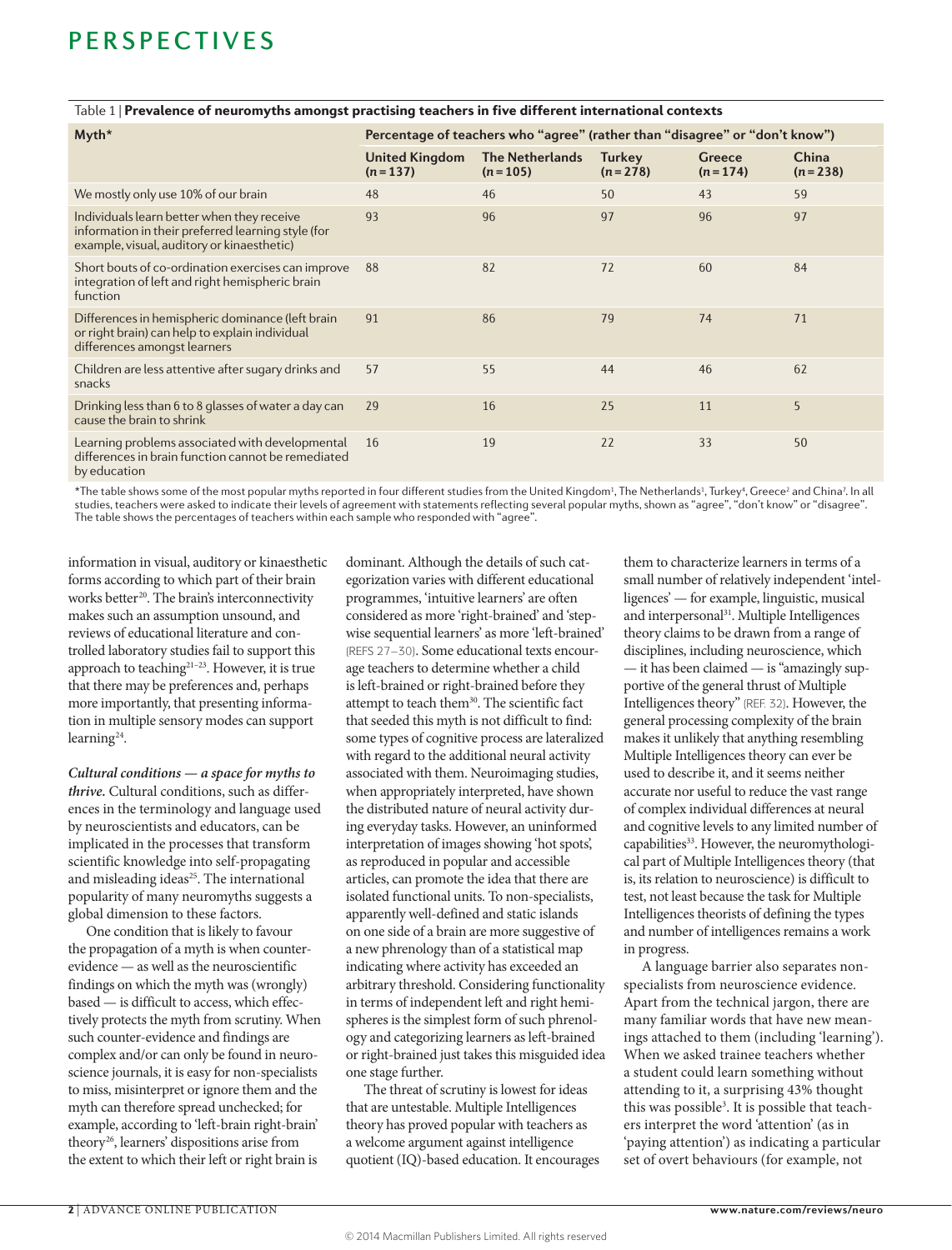Table 1 | **Prevalence of neuromyths amongst practising teachers in five different international contexts**

| Myth* | Percentage of teachers who "agree" (rather than "disagree" or "don't know") | | | | |
|---|---|---|---|---|---|
| | United Kingdom (n = 137) | The Netherlands (n = 105) | Turkey (n = 278) | Greece (n = 174) | China (n = 238) |
| We mostly only use 10% of our brain | 48 | 46 | 50 | 43 | 59 |
| Individuals learn better when they receive information in their preferred learning style (for example, visual, auditory or kinaesthetic) | 93 | 96 | 97 | 96 | 97 |
| Short bouts of co-ordination exercises can improve integration of left and right hemispheric brain function | 88 | 82 | 72 | 60 | 84 |
| Differences in hemispheric dominance (left brain or right brain) can help to explain individual differences amongst learners | 91 | 86 | 79 | 74 | 71 |
| Children are less attentive after sugary drinks and snacks | 57 | 55 | 44 | 46 | 62 |
| Drinking less than 6 to 8 glasses of water a day can cause the brain to shrink | 29 | 16 | 25 | 11 | 5 |
| Learning problems associated with developmental differences in brain function cannot be remediated by education | 16 | 19 | 22 | 33 | 50 |

*The table shows some of the most popular myths reported in four different studies from the United Kingdom[1], The Netherlands[1], Turkey[4], Greece[2] and China[7]. In all studies, teachers were asked to indicate their levels of agreement with statements reflecting several popular myths, shown as "agree", "don't know" or "disagree". The table shows the percentages of teachers within each sample who responded with "agree".

information in visual, auditory or kinaesthetic forms according to which part of their brain works better[20]. The brain's interconnectivity makes such an assumption unsound, and reviews of educational literature and controlled laboratory studies fail to support this approach to teaching[21–23]. However, it is true that there may be preferences and, perhaps more importantly, that presenting information in multiple sensory modes can support learning[24].

***Cultural conditions — a space for myths to thrive.*** Cultural conditions, such as differences in the terminology and language used by neuroscientists and educators, can be implicated in the processes that transform scientific knowledge into self-propagating and misleading ideas[25]. The international popularity of many neuromyths suggests a global dimension to these factors.

One condition that is likely to favour the propagation of a myth is when counter-evidence — as well as the neuroscientific findings on which the myth was (wrongly) based — is difficult to access, which effectively protects the myth from scrutiny. When such counter-evidence and findings are complex and/or can only be found in neuroscience journals, it is easy for non-specialists to miss, misinterpret or ignore them and the myth can therefore spread unchecked; for example, according to 'left-brain right-brain' theory[26], learners' dispositions arise from the extent to which their left or right brain is dominant. Although the details of such categorization varies with different educational programmes, 'intuitive learners' are often considered as more 'right-brained' and 'step-wise sequential learners' as more 'left-brained' (REFS 27–30). Some educational texts encourage teachers to determine whether a child is left-brained or right-brained before they attempt to teach them[30]. The scientific fact that seeded this myth is not difficult to find: some types of cognitive process are lateralized with regard to the additional neural activity associated with them. Neuroimaging studies, when appropriately interpreted, have shown the distributed nature of neural activity during everyday tasks. However, an uninformed interpretation of images showing 'hot spots', as reproduced in popular and accessible articles, can promote the idea that there are isolated functional units. To non-specialists, apparently well-defined and static islands on one side of a brain are more suggestive of a new phrenology than of a statistical map indicating where activity has exceeded an arbitrary threshold. Considering functionality in terms of independent left and right hemispheres is the simplest form of such phrenology and categorizing learners as left-brained or right-brained just takes this misguided idea one stage further.

The threat of scrutiny is lowest for ideas that are untestable. Multiple Intelligences theory has proved popular with teachers as a welcome argument against intelligence quotient (IQ)-based education. It encourages them to characterize learners in terms of a small number of relatively independent 'intelligences' — for example, linguistic, musical and interpersonal[31]. Multiple Intelligences theory claims to be drawn from a range of disciplines, including neuroscience, which — it has been claimed — is "amazingly supportive of the general thrust of Multiple Intelligences theory" (REF. 32). However, the general processing complexity of the brain makes it unlikely that anything resembling Multiple Intelligences theory can ever be used to describe it, and it seems neither accurate nor useful to reduce the vast range of complex individual differences at neural and cognitive levels to any limited number of capabilities[33]. However, the neuromythological part of Multiple Intelligences theory (that is, its relation to neuroscience) is difficult to test, not least because the task for Multiple Intelligences theorists of defining the types and number of intelligences remains a work in progress.

A language barrier also separates non-specialists from neuroscience evidence. Apart from the technical jargon, there are many familiar words that have new meanings attached to them (including 'learning'). When we asked trainee teachers whether a student could learn something without attending to it, a surprising 43% thought this was possible[3]. It is possible that teachers interpret the word 'attention' (as in 'paying attention') as indicating a particular set of overt behaviours (for example, not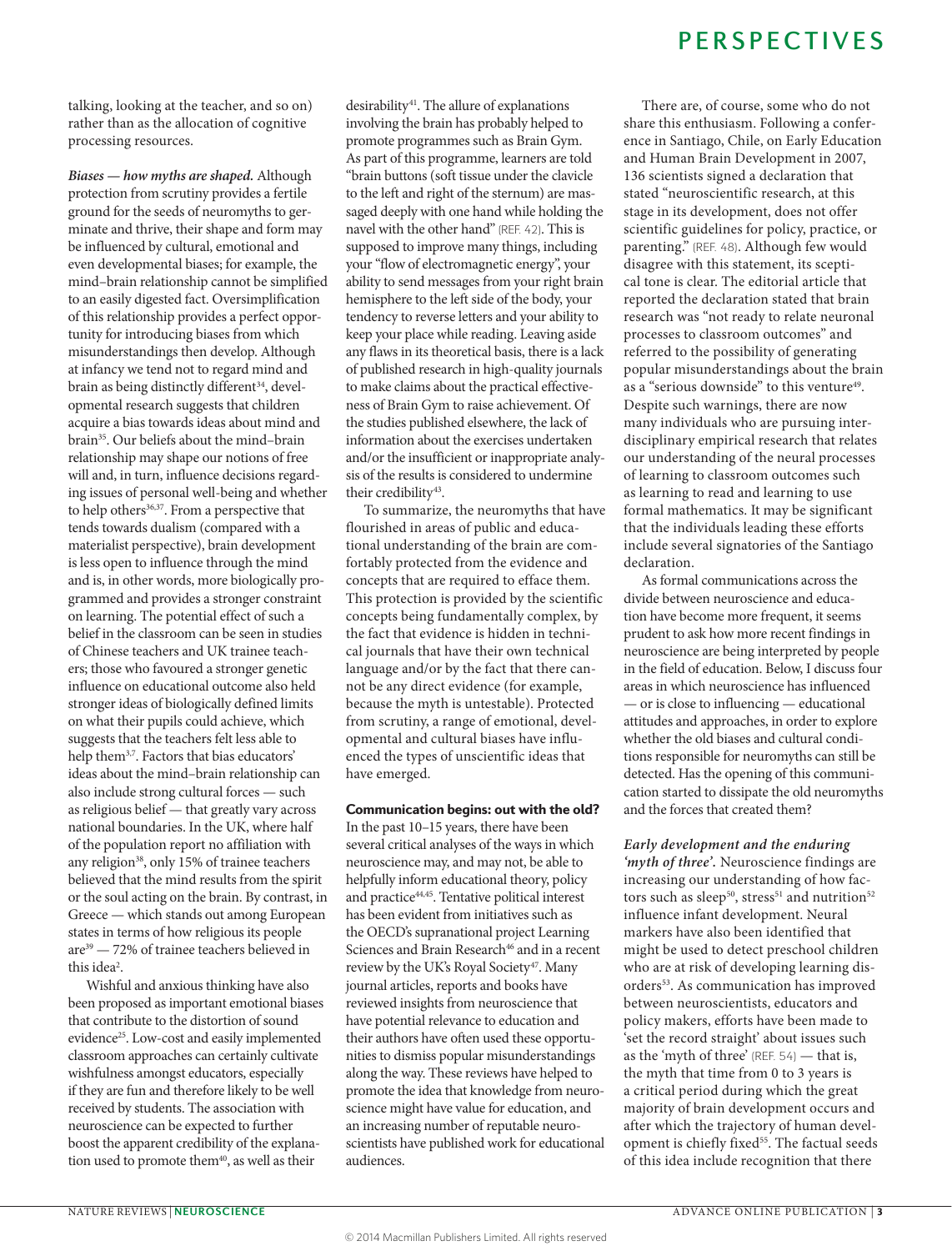talking, looking at the teacher, and so on) rather than as the allocation of cognitive processing resources.

***Biases — how myths are shaped.*** Although protection from scrutiny provides a fertile ground for the seeds of neuromyths to germinate and thrive, their shape and form may be influenced by cultural, emotional and even developmental biases; for example, the mind–brain relationship cannot be simplified to an easily digested fact. Oversimplification of this relationship provides a perfect opportunity for introducing biases from which misunderstandings then develop. Although at infancy we tend not to regard mind and brain as being distinctly different[34], developmental research suggests that children acquire a bias towards ideas about mind and brain[35]. Our beliefs about the mind–brain relationship may shape our notions of free will and, in turn, influence decisions regarding issues of personal well-being and whether to help others[36,37]. From a perspective that tends towards dualism (compared with a materialist perspective), brain development is less open to influence through the mind and is, in other words, more biologically programmed and provides a stronger constraint on learning. The potential effect of such a belief in the classroom can be seen in studies of Chinese teachers and UK trainee teachers; those who favoured a stronger genetic influence on educational outcome also held stronger ideas of biologically defined limits on what their pupils could achieve, which suggests that the teachers felt less able to help them[3,7]. Factors that bias educators' ideas about the mind–brain relationship can also include strong cultural forces — such as religious belief — that greatly vary across national boundaries. In the UK, where half of the population report no affiliation with any religion[38], only 15% of trainee teachers believed that the mind results from the spirit or the soul acting on the brain. By contrast, in Greece — which stands out among European states in terms of how religious its people are[39] — 72% of trainee teachers believed in this idea[2].

Wishful and anxious thinking have also been proposed as important emotional biases that contribute to the distortion of sound evidence[25]. Low-cost and easily implemented classroom approaches can certainly cultivate wishfulness amongst educators, especially if they are fun and therefore likely to be well received by students. The association with neuroscience can be expected to further boost the apparent credibility of the explanation used to promote them[40], as well as their desirability[41]. The allure of explanations involving the brain has probably helped to promote programmes such as Brain Gym. As part of this programme, learners are told "brain buttons (soft tissue under the clavicle to the left and right of the sternum) are massaged deeply with one hand while holding the navel with the other hand" (REF. 42). This is supposed to improve many things, including your "flow of electromagnetic energy", your ability to send messages from your right brain hemisphere to the left side of the body, your tendency to reverse letters and your ability to keep your place while reading. Leaving aside any flaws in its theoretical basis, there is a lack of published research in high-quality journals to make claims about the practical effectiveness of Brain Gym to raise achievement. Of the studies published elsewhere, the lack of information about the exercises undertaken and/or the insufficient or inappropriate analysis of the results is considered to undermine their credibility[43].

To summarize, the neuromyths that have flourished in areas of public and educational understanding of the brain are comfortably protected from the evidence and concepts that are required to efface them. This protection is provided by the scientific concepts being fundamentally complex, by the fact that evidence is hidden in technical journals that have their own technical language and/or by the fact that there cannot be any direct evidence (for example, because the myth is untestable). Protected from scrutiny, a range of emotional, developmental and cultural biases have influenced the types of unscientific ideas that have emerged.

## Communication begins: out with the old?

In the past 10–15 years, there have been several critical analyses of the ways in which neuroscience may, and may not, be able to helpfully inform educational theory, policy and practice[44,45]. Tentative political interest has been evident from initiatives such as the OECD's supranational project Learning Sciences and Brain Research[46] and in a recent review by the UK's Royal Society[47]. Many journal articles, reports and books have reviewed insights from neuroscience that have potential relevance to education and their authors have often used these opportunities to dismiss popular misunderstandings along the way. These reviews have helped to promote the idea that knowledge from neuroscience might have value for education, and an increasing number of reputable neuroscientists have published work for educational audiences.

There are, of course, some who do not share this enthusiasm. Following a conference in Santiago, Chile, on Early Education and Human Brain Development in 2007, 136 scientists signed a declaration that stated "neuroscientific research, at this stage in its development, does not offer scientific guidelines for policy, practice, or parenting." (REF. 48). Although few would disagree with this statement, its sceptical tone is clear. The editorial article that reported the declaration stated that brain research was "not ready to relate neuronal processes to classroom outcomes" and referred to the possibility of generating popular misunderstandings about the brain as a "serious downside" to this venture[49]. Despite such warnings, there are now many individuals who are pursuing interdisciplinary empirical research that relates our understanding of the neural processes of learning to classroom outcomes such as learning to read and learning to use formal mathematics. It may be significant that the individuals leading these efforts include several signatories of the Santiago declaration.

As formal communications across the divide between neuroscience and education have become more frequent, it seems prudent to ask how more recent findings in neuroscience are being interpreted by people in the field of education. Below, I discuss four areas in which neuroscience has influenced — or is close to influencing — educational attitudes and approaches, in order to explore whether the old biases and cultural conditions responsible for neuromyths can still be detected. Has the opening of this communication started to dissipate the old neuromyths and the forces that created them?

***Early development and the enduring 'myth of three'.*** Neuroscience findings are increasing our understanding of how factors such as sleep[50], stress[51] and nutrition[52] influence infant development. Neural markers have also been identified that might be used to detect preschool children who are at risk of developing learning disorders[53]. As communication has improved between neuroscientists, educators and policy makers, efforts have been made to 'set the record straight' about issues such as the 'myth of three' (REF. 54) — that is, the myth that time from 0 to 3 years is a critical period during which the great majority of brain development occurs and after which the trajectory of human development is chiefly fixed[55]. The factual seeds of this idea include recognition that there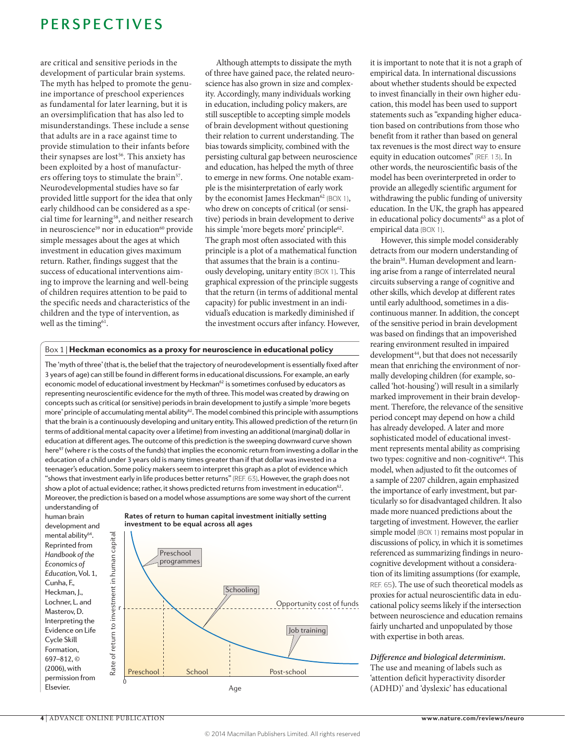are critical and sensitive periods in the development of particular brain systems. The myth has helped to promote the genuine importance of preschool experiences as fundamental for later learning, but it is an oversimplification that has also led to misunderstandings. These include a sense that adults are in a race against time to provide stimulation to their infants before their synapses are lost[56]. This anxiety has been exploited by a host of manufacturers offering toys to stimulate the brain[57]. Neurodevelopmental studies have so far provided little support for the idea that only early childhood can be considered as a special time for learning[58], and neither research in neuroscience[59] nor in education[60] provide simple messages about the ages at which investment in education gives maximum return. Rather, findings suggest that the success of educational interventions aiming to improve the learning and well-being of children requires attention to be paid to the specific needs and characteristics of the children and the type of intervention, as well as the timing[61].

Although attempts to dissipate the myth of three have gained pace, the related neuroscience has also grown in size and complexity. Accordingly, many individuals working in education, including policy makers, are still susceptible to accepting simple models of brain development without questioning their relation to current understanding. The bias towards simplicity, combined with the persisting cultural gap between neuroscience and education, has helped the myth of three to emerge in new forms. One notable example is the misinterpretation of early work by the economist James Heckman[62] (BOX 1), who drew on concepts of critical (or sensitive) periods in brain development to derive his simple 'more begets more' principle[62]. The graph most often associated with this principle is a plot of a mathematical function that assumes that the brain is a continuously developing, unitary entity (BOX 1). This graphical expression of the principle suggests that the return (in terms of additional mental capacity) for public investment in an individual's education is markedly diminished if the investment occurs after infancy. However, it is important to note that it is not a graph of empirical data. In international discussions about whether students should be expected to invest financially in their own higher education, this model has been used to support statements such as "expanding higher education based on contributions from those who benefit from it rather than based on general tax revenues is the most direct way to ensure equity in education outcomes" (REF. 13). In other words, the neuroscientific basis of the model has been overinterpreted in order to provide an allegedly scientific argument for withdrawing the public funding of university education. In the UK, the graph has appeared in educational policy documents[63] as a plot of empirical data (BOX 1).

However, this simple model considerably detracts from our modern understanding of the brain[58]. Human development and learning arise from a range of interrelated neural circuits subserving a range of cognitive and other skills, which develop at different rates until early adulthood, sometimes in a discontinuous manner. In addition, the concept of the sensitive period in brain development was based on findings that an impoverished rearing environment resulted in impaired development[44], but that does not necessarily mean that enriching the environment of normally developing children (for example, so-called 'hot-housing') will result in a similarly marked improvement in their brain development. Therefore, the relevance of the sensitive period concept may depend on how a child has already developed. A later and more sophisticated model of educational investment represents mental ability as comprising two types: cognitive and non-cognitive[64]. This model, when adjusted to fit the outcomes of a sample of 2207 children, again emphasized the importance of early investment, but particularly so for disadvantaged children. It also made more nuanced predictions about the targeting of investment. However, the earlier simple model (BOX 1) remains most popular in discussions of policy, in which it is sometimes referenced as summarizing findings in neurocognitive development without a consideration of its limiting assumptions (for example, REF. 65). The use of such theoretical models as proxies for actual neuroscientific data in educational policy seems likely if the intersection between neuroscience and education remains fairly uncharted and unpopulated by those with expertise in both areas.

> **Box 1 | Heckman economics as a proxy for neuroscience in educational policy**
>
> The 'myth of three' (that is, the belief that the trajectory of neurodevelopment is essentially fixed after 3 years of age) can still be found in different forms in educational discussions. For example, an early economic model of educational investment by Heckman[62] is sometimes confused by educators as representing neuroscientific evidence for the myth of three. This model was created by drawing on concepts such as critical (or sensitive) periods in brain development to justify a simple 'more begets more' principle of accumulating mental ability[62]. The model combined this principle with assumptions that the brain is a continuously developing and unitary entity. This allowed prediction of the return (in terms of additional mental capacity over a lifetime) from investing an additional (marginal) dollar in education at different ages. The outcome of this prediction is the sweeping downward curve shown here[97] (where r is the costs of the funds) that implies the economic return from investing a dollar in the education of a child under 3 years old is many times greater than if that dollar was invested in a teenager's education. Some policy makers seem to interpret this graph as a plot of evidence which "shows that investment early in life produces better returns" (REF. 63). However, the graph does not show a plot of actual evidence; rather, it shows predicted returns from investment in education[62]. Moreover, the prediction is based on a model whose assumptions are some way short of the current understanding of human brain development and mental ability[64]. Reprinted from *Handbook of the Economics of Education*, Vol. 1, Cunha, F., Heckman, J., Lochner, L. and Masterov, D. Interpreting the Evidence on Life Cycle Skill Formation, 697–812, © (2006), with permission from Elsevier.
>
> **Rates of return to human capital investment initially setting investment to be equal across all ages**

*Difference and biological determinism.* The use and meaning of labels such as 'attention deficit hyperactivity disorder (ADHD)' and 'dyslexic' has educational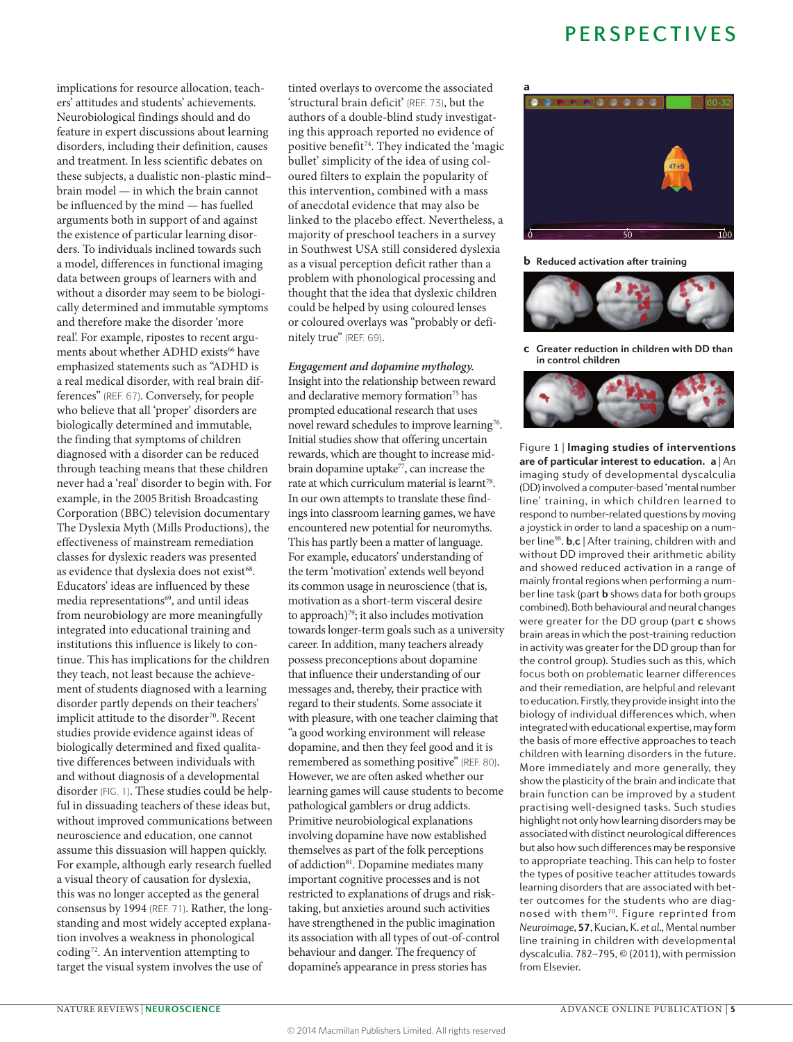implications for resource allocation, teachers' attitudes and students' achievements. Neurobiological findings should and do feature in expert discussions about learning disorders, including their definition, causes and treatment. In less scientific debates on these subjects, a dualistic non-plastic mind–brain model — in which the brain cannot be influenced by the mind — has fuelled arguments both in support of and against the existence of particular learning disorders. To individuals inclined towards such a model, differences in functional imaging data between groups of learners with and without a disorder may seem to be biologically determined and immutable symptoms and therefore make the disorder 'more real'. For example, ripostes to recent arguments about whether ADHD exists[66] have emphasized statements such as "ADHD is a real medical disorder, with real brain differences" (REF. 67). Conversely, for people who believe that all 'proper' disorders are biologically determined and immutable, the finding that symptoms of children diagnosed with a disorder can be reduced through teaching means that these children never had a 'real' disorder to begin with. For example, in the 2005 British Broadcasting Corporation (BBC) television documentary The Dyslexia Myth (Mills Productions), the effectiveness of mainstream remediation classes for dyslexic readers was presented as evidence that dyslexia does not exist[68]. Educators' ideas are influenced by these media representations[69], and until ideas from neurobiology are more meaningfully integrated into educational training and institutions this influence is likely to continue. This has implications for the children they teach, not least because the achievement of students diagnosed with a learning disorder partly depends on their teachers' implicit attitude to the disorder[70]. Recent studies provide evidence against ideas of biologically determined and fixed qualitative differences between individuals with and without diagnosis of a developmental disorder (FIG. 1). These studies could be helpful in dissuading teachers of these ideas but, without improved communications between neuroscience and education, one cannot assume this dissuasion will happen quickly. For example, although early research fuelled a visual theory of causation for dyslexia, this was no longer accepted as the general consensus by 1994 (REF. 71). Rather, the longstanding and most widely accepted explanation involves a weakness in phonological coding[72]. An intervention attempting to target the visual system involves the use of tinted overlays to overcome the associated 'structural brain deficit' (REF. 73), but the authors of a double-blind study investigating this approach reported no evidence of positive benefit[74]. They indicated the 'magic bullet' simplicity of the idea of using coloured filters to explain the popularity of this intervention, combined with a mass of anecdotal evidence that may also be linked to the placebo effect. Nevertheless, a majority of preschool teachers in a survey in Southwest USA still considered dyslexia as a visual perception deficit rather than a problem with phonological processing and thought that the idea that dyslexic children could be helped by using coloured lenses or coloured overlays was "probably or definitely true" (REF. 69).

*Engagement and dopamine mythology.* Insight into the relationship between reward and declarative memory formation[75] has prompted educational research that uses novel reward schedules to improve learning[76]. Initial studies show that offering uncertain rewards, which are thought to increase midbrain dopamine uptake[77], can increase the rate at which curriculum material is learnt[78]. In our own attempts to translate these findings into classroom learning games, we have encountered new potential for neuromyths. This has partly been a matter of language. For example, educators' understanding of the term 'motivation' extends well beyond its common usage in neuroscience (that is, motivation as a short-term visceral desire to approach)[79]; it also includes motivation towards longer-term goals such as a university career. In addition, many teachers already possess preconceptions about dopamine that influence their understanding of our messages and, thereby, their practice with regard to their students. Some associate it with pleasure, with one teacher claiming that "a good working environment will release dopamine, and then they feel good and it is remembered as something positive" (REF. 80). However, we are often asked whether our learning games will cause students to become pathological gamblers or drug addicts. Primitive neurobiological explanations involving dopamine have now established themselves as part of the folk perceptions of addiction[81]. Dopamine mediates many important cognitive processes and is not restricted to explanations of drugs and risk-taking, but anxieties around such activities have strengthened in the public imagination its association with all types of out-of-control behaviour and danger. The frequency of dopamine's appearance in press stories has

Figure 1 | **Imaging studies of interventions are of particular interest to education.** **a** | An imaging study of developmental dyscalculia (DD) involved a computer-based 'mental number line' training, in which children learned to respond to number-related questions by moving a joystick in order to land a spaceship on a number line[98]. **b**,**c** | After training, children with and without DD improved their arithmetic ability and showed reduced activation in a range of mainly frontal regions when performing a number line task (part **b** shows data for both groups combined). Both behavioural and neural changes were greater for the DD group (part **c** shows brain areas in which the post-training reduction in activity was greater for the DD group than for the control group). Studies such as this, which focus both on problematic learner differences and their remediation, are helpful and relevant to education. Firstly, they provide insight into the biology of individual differences which, when integrated with educational expertise, may form the basis of more effective approaches to teach children with learning disorders in the future. More immediately and more generally, they show the plasticity of the brain and indicate that brain function can be improved by a student practising well-designed tasks. Such studies highlight not only how learning disorders may be associated with distinct neurological differences but also how such differences may be responsive to appropriate teaching. This can help to foster the types of positive teacher attitudes towards learning disorders that are associated with better outcomes for the students who are diagnosed with them[70]. Figure reprinted from *Neuroimage*, **57**, Kucian, K. *et al.*, Mental number line training in children with developmental dyscalculia. 782–795, © (2011), with permission from Elsevier.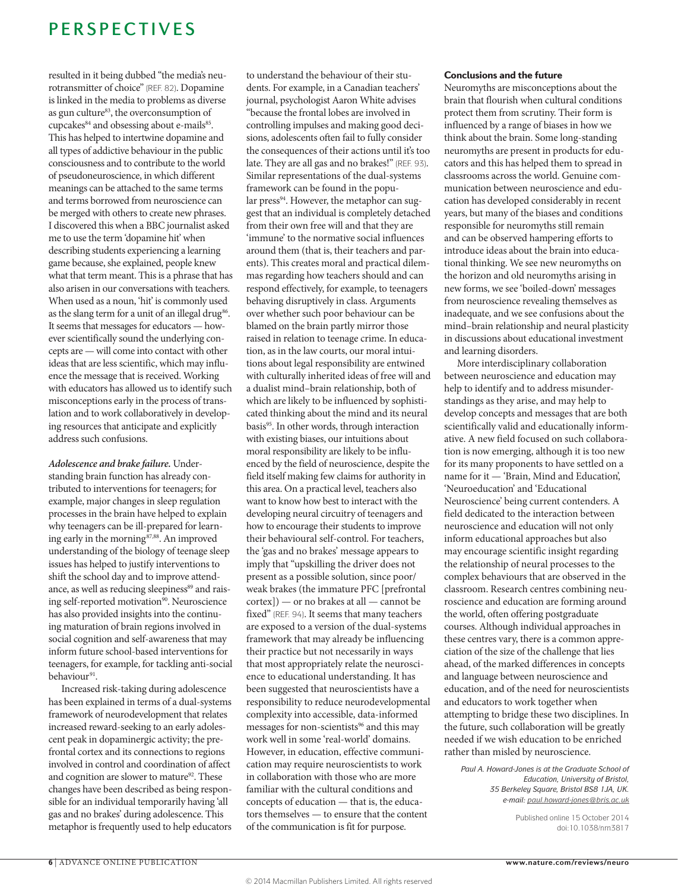resulted in it being dubbed "the media's neurotransmitter of choice" (REF. 82). Dopamine is linked in the media to problems as diverse as gun culture[83], the overconsumption of cupcakes[84] and obsessing about e-mails[85]. This has helped to intertwine dopamine and all types of addictive behaviour in the public consciousness and to contribute to the world of pseudoneuroscience, in which different meanings can be attached to the same terms and terms borrowed from neuroscience can be merged with others to create new phrases. I discovered this when a BBC journalist asked me to use the term 'dopamine hit' when describing students experiencing a learning game because, she explained, people knew what that term meant. This is a phrase that has also arisen in our conversations with teachers. When used as a noun, 'hit' is commonly used as the slang term for a unit of an illegal drug[86]. It seems that messages for educators — however scientifically sound the underlying concepts are — will come into contact with other ideas that are less scientific, which may influence the message that is received. Working with educators has allowed us to identify such misconceptions early in the process of translation and to work collaboratively in developing resources that anticipate and explicitly address such confusions.

***Adolescence and brake failure.*** Understanding brain function has already contributed to interventions for teenagers; for example, major changes in sleep regulation processes in the brain have helped to explain why teenagers can be ill-prepared for learning early in the morning[87,88]. An improved understanding of the biology of teenage sleep issues has helped to justify interventions to shift the school day and to improve attendance, as well as reducing sleepiness[89] and raising self-reported motivation[90]. Neuroscience has also provided insights into the continuing maturation of brain regions involved in social cognition and self-awareness that may inform future school-based interventions for teenagers, for example, for tackling anti-social behaviour[91].

Increased risk-taking during adolescence has been explained in terms of a dual-systems framework of neurodevelopment that relates increased reward-seeking to an early adolescent peak in dopaminergic activity; the prefrontal cortex and its connections to regions involved in control and coordination of affect and cognition are slower to mature[92]. These changes have been described as being responsible for an individual temporarily having 'all gas and no brakes' during adolescence. This metaphor is frequently used to help educators to understand the behaviour of their students. For example, in a Canadian teachers' journal, psychologist Aaron White advises "because the frontal lobes are involved in controlling impulses and making good decisions, adolescents often fail to fully consider the consequences of their actions until it's too late. They are all gas and no brakes!" (REF. 93). Similar representations of the dual-systems framework can be found in the popular press[94]. However, the metaphor can suggest that an individual is completely detached from their own free will and that they are 'immune' to the normative social influences around them (that is, their teachers and parents). This creates moral and practical dilemmas regarding how teachers should and can respond effectively, for example, to teenagers behaving disruptively in class. Arguments over whether such poor behaviour can be blamed on the brain partly mirror those raised in relation to teenage crime. In education, as in the law courts, our moral intuitions about legal responsibility are entwined with culturally inherited ideas of free will and a dualist mind–brain relationship, both of which are likely to be influenced by sophisticated thinking about the mind and its neural basis[95]. In other words, through interaction with existing biases, our intuitions about moral responsibility are likely to be influenced by the field of neuroscience, despite the field itself making few claims for authority in this area. On a practical level, teachers also want to know how best to interact with the developing neural circuitry of teenagers and how to encourage their students to improve their behavioural self-control. For teachers, the 'gas and no brakes' message appears to imply that "upskilling the driver does not present as a possible solution, since poor/weak brakes (the immature PFC [prefrontal cortex]) — or no brakes at all — cannot be fixed" (REF. 94). It seems that many teachers are exposed to a version of the dual-systems framework that may already be influencing their practice but not necessarily in ways that most appropriately relate the neuroscience to educational understanding. It has been suggested that neuroscientists have a responsibility to reduce neurodevelopmental complexity into accessible, data-informed messages for non-scientists[96] and this may work well in some 'real-world' domains. However, in education, effective communication may require neuroscientists to work in collaboration with those who are more familiar with the cultural conditions and concepts of education — that is, the educators themselves — to ensure that the content of the communication is fit for purpose.

## Conclusions and the future

Neuromyths are misconceptions about the brain that flourish when cultural conditions protect them from scrutiny. Their form is influenced by a range of biases in how we think about the brain. Some long-standing neuromyths are present in products for educators and this has helped them to spread in classrooms across the world. Genuine communication between neuroscience and education has developed considerably in recent years, but many of the biases and conditions responsible for neuromyths still remain and can be observed hampering efforts to introduce ideas about the brain into educational thinking. We see new neuromyths on the horizon and old neuromyths arising in new forms, we see 'boiled-down' messages from neuroscience revealing themselves as inadequate, and we see confusions about the mind–brain relationship and neural plasticity in discussions about educational investment and learning disorders.

More interdisciplinary collaboration between neuroscience and education may help to identify and to address misunderstandings as they arise, and may help to develop concepts and messages that are both scientifically valid and educationally informative. A new field focused on such collaboration is now emerging, although it is too new for its many proponents to have settled on a name for it — 'Brain, Mind and Education', 'Neuroeducation' and 'Educational Neuroscience' being current contenders. A field dedicated to the interaction between neuroscience and education will not only inform educational approaches but also may encourage scientific insight regarding the relationship of neural processes to the complex behaviours that are observed in the classroom. Research centres combining neuroscience and education are forming around the world, often offering postgraduate courses. Although individual approaches in these centres vary, there is a common appreciation of the size of the challenge that lies ahead, of the marked differences in concepts and language between neuroscience and education, and of the need for neuroscientists and educators to work together when attempting to bridge these two disciplines. In the future, such collaboration will be greatly needed if we wish education to be enriched rather than misled by neuroscience.

*Paul A. Howard-Jones is at the Graduate School of Education, University of Bristol, 35 Berkeley Square, Bristol BS8 1JA, UK.*
*e-mail: paul.howard-jones@bris.ac.uk*

Published online 15 October 2014
doi:10.1038/nrn3817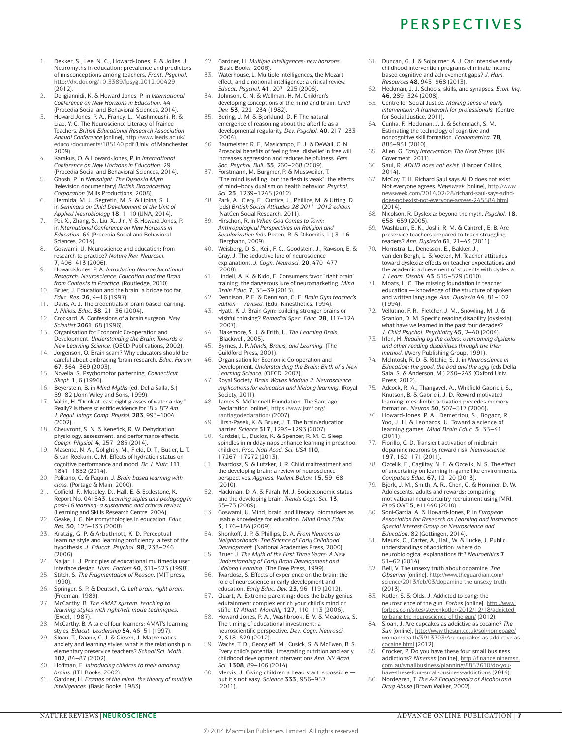1. Dekker, S., Lee, N. C., Howard-Jones, P. & Jolles, J. Neuromyths in education: prevalence and predictors of misconceptions among teachers. *Front. Psychol.* http://dx.doi.org/10.3389/fpsyg.2012.00429 (2012).
2. Deligiannidi, K. & Howard-Jones, P. in *International Conference on New Horizons in Education*. 44 (Procedia Social and Behavioral Sciences, 2014).
3. Howard-Jones, P. A., Franey, L., Mashmoushi, R. & Liao, Y.-C. The Neuroscience Literacy of Trainee Teachers. *British Educational Research Association Annual Conference* [online], http://www.leeds.ac.uk/educol/documents/185140.pdf (Univ. of Manchester, 2009).
4. Karakus, O. & Howard-Jones, P. in *International Conference on New Horizons in Education*. 29 (Procedia Social and Behavioral Sciences, 2014).
5. Ghosh, P. in *Newsnight: The Dyslexia Myth*. [television documentary] *British Broadcasting Corporation* (Mills Productions, 2008).
6. Hermida, M. J., Segretin, M. S. & Lipina, S. J. in *Seminars on Child Development of the Unit of Applied Neurobiology* **18**, 1–10 (UNA, 2014).
7. Pei, X., Zhang, S., Liu, X., Jin, Y. & Howard-Jones, P. in *International Conference on New Horizons in Education*. 64 (Procedia Social and Behavioral Sciences, 2014).
8. Goswami, U. Neuroscience and education: from research to practice? *Nature Rev. Neurosci.* **7**, 406–413 (2006).
9. Howard-Jones, P. A. *Introducing Neuroeducational Research: Neuroscience, Education and the Brain from Contexts to Practice.* (Routledge, 2010).
10. Bruer, J. Education and the brain: a bridge too far. *Educ. Res.* **26**, 4–16 (1997).
11. Davis, A. J. The credentials of brain-based learning. *J. Philos. Educ.* **38**, 21–36 (2004).
12. Crockard, A. Confessions of a brain surgeon. *New Scientist* **2061**, 68 (1996).
13. Organisation for Economic Co-operation and Development. *Understanding the Brain: Towards a New Learning Science.* (OECD Publications, 2002).
14. Jorgenson, O. Brain scam? Why educators should be careful about embracing 'brain research'. *Educ. Forum* **67**, 364–369 (2003).
15. Novella, S. Psychomotor patterning. *Connecticut Skept.* **1**, 6 (1996).
16. Beyerstein, B. in *Mind Myths* (ed. Della Salla, S.) 59–82 (John Wiley and Sons, 1999).
17. Valtin, H. "Drink at least eight glasses of water a day." Really? Is there scientific evidence for "8 × 8"? *Am. J. Regul. Integr. Comp. Physiol.* **283**, 993–1004 (2002).
18. Cheuvront, S. N. & Kenefick, R. W. Dehydration: physiology, assessment, and performance effects. *Compr. Physiol.* **4**, 257–285 (2014).
19. Masento, N. A., Golightly, M., Field, D. T., Butler, L. T. & van Reekum, C. M. Effects of hydration status on cognitive performance and mood. *Br. J. Nutr.* **111**, 1841–1852 (2014).
20. Politano, C. & Paquin, J. *Brain-based learning with class.* (Portage & Main, 2000).
21. Coffield, F., Moseley, D., Hall, E. & Ecclestone, K. Report No. 041543. *Learning styles and pedagogy in post-16 learning: a systematic and critical review.* (Learning and Skills Research Centre, 2004).
22. Geake, J. G. Neuromythologies in education. *Educ. Res.* **50**, 123–133 (2008).
23. Kratzig, G. P. & Arbuthnott, K. D. Perceptual learning style and learning proficiency: a test of the hypothesis. *J. Educat. Psychol.* **98**, 238–246 (2006).
24. Najjar, L. J. Principles of educational multimedia user interface design. *Hum. Factors* **40**, 311–323 (1998).
25. Stitch, S. *The Fragmentation of Reason.* (MIT press, 1990).
26. Springer, S. P. & Deutsch, G. *Left brain, right brain.* (Freeman, 1989).
27. McCarthy, B. *The 4MAT system: teaching to learning styles with right/left mode techniques.* (Excel, 1987).
28. McCarthy, B. A tale of four learners: 4MAT's learning styles. *Educat. Leadership* **54**, 46–51 (1997).
29. Sloan, T., Daane, C. J. & Giesen, J. Mathematics anxiety and learning styles: what is the relationship in elementary preservice teachers? *School Sci. Math.* **102**, 84–87 (2002).
30. Hoffman, E. *Introducing children to their amazing brains.* (LTL Books, 2002).
31. Gardner, H. *Frames of the mind: the theory of multiple intelligences.* (Basic Books, 1983).
32. Gardner, H. *Multiple intelligences: new horizons.* (Basic Books, 2006).
33. Waterhouse, L. Multiple intelligences, the Mozart effect, and emotional intelligence: a critical review. *Educat. Psychol.* **41**, 207–225 (2006).
34. Johnson, C. N. & Wellman, H. M. Children's developing conceptions of the mind and brain. *Child Dev.* **53**, 222–234 (1982).
35. Bering, J. M. & Bjorklund, D. F. The natural emergence of reasoning about the afterlife as a developmental regularity. *Dev. Psychol.* **40**, 217–233 (2004).
36. Baumeister, R. F., Masicampo, E. J. & DeWall, C. N. Prosocial benefits of feeling free: disbelief in free will increases aggression and reduces helpfulness. *Pers. Soc. Psychol. Bull.* **35**, 260–268 (2009).
37. Forstmann, M. Burgmer, P. & Mussweiler, T. "The mind is willing, but the flesh is weak": the effects of mind–body dualism on health behavior. *Psychol. Sci.* **23**, 1239–1245 (2012).
38. Park, A., Clery, E., Curtice, J., Phillips, M. & Utting, D. (eds) *British Social Attitudes 28 2011–2012 edition* (NatCen Social Research, 2011).
39. Hirschon, R. in *When God Comes to Town: Anthropological Perspectives on Religion and Secularization (*eds Pixten, R. & Dikomitis, L.) 3–16 (Berghahn, 2009).
40. Weisberg, D. S., Keil, F. C., Goodstein, J., Rawson, E. & Gray, J. The seductive lure of neuroscience explanations. *J. Cogn. Neurosci.* **20**, 470–477 (2008).
41. Lindell, A. K. & Kidd, E. Consumers favor "right brain" training: the dangerous lure of neuromarketing. *Mind Brain Educ.* **7**, 35–39 (2013).
42. Dennison, P. E. & Dennison, G. E. *Brain Gym teacher's edition — revised.* (Edu–Kinesthetics, 1994).
43. Hyatt, K. J. Brain Gym: building stronger brains or wishful thinking? *Remedial Spec. Educ.* **28**, 117–124 (2007).
44. Blakemore, S. J. & Frith, U. *The Learning Brain.* (Blackwell, 2005).
45. Byrnes, J. P. *Minds, Brains, and Learning.* (The Guildford Press, 2001).
46. Organisation for Economic Co-operation and Development. *Understanding the Brain: Birth of a New Learning Science.* (OECD, 2007).
47. Royal Society. *Brain Waves Module 2: Neuroscience: implications for education and lifelong learning.* (Royal Society, 2011).
48. James S. McDonnell Foundation. The Santiago Declaration [online], https://www.jsmf.org/santiagodeclaration/ (2007).
49. Hirsh-Pasek, K. & Bruer, J. T. The brain/education barrier. *Science* **317**, 1293–1293 (2007).
50. Kurdziel, L., Duclos, K. & Spencer, R. M. C. Sleep spindles in midday naps enhance learning in preschool children. *Proc. Natl Acad. Sci. USA* **110**, 17267–17272 (2013).
51. Twardosz, S. & Lutzker, J. R. Child maltreatment and the developing brain: a review of neuroscience perspectives. *Aggress. Violent Behav.* **15**, 59–68 (2010).
52. Hackman, D. A. & Farah, M. J. Socioeconomic status and the developing brain. *Trends Cogn. Sci.* **13**, 65–73 (2009).
53. Goswami, U. Mind, brain, and literacy: biomarkers as usable knowledge for education. *Mind Brain Educ.* **3**, 176–184 (2009).
54. Shonkoff, J. P. & Phillips, D. A. *From Neurons to Neighborhoods: The Science of Early Childhood Development.* (National Academies Press, 2000).
55. Bruer, J. *The Myth of the First Three Years: A New Understanding of Early Brain Development and Lifelong Learning.* (The Free Press, 1999).
56. Twardosz, S. Effects of experience on the brain: the role of neuroscience in early development and education. *Early Educ. Dev.* **23**, 96–119 (2012).
57. Quart, A. Extreme parenting: does the baby genius edutainment complex enrich your child's mind or stifle it? *Atlant. Monthly* **127**, 110–113 (2006).
58. Howard-Jones, P. A., Washbrook, E. V. & Meadows, S. The timing of educational investment: a neuroscientific perspective. *Dev. Cogn. Neurosci.* **2**, S18–S29 (2012).
59. Wachs, T. D., Georgieff, M., Cusick, S. & McEwen, B. S. Every child's potential: integrating nutrition and early childhood development interventions *Ann. NY Acad. Sci.* **1308**, 89–106 (2014).
60. Mervis, J. Giving children a head start is possible — but it's not easy. *Science* **333**, 956–957 (2011).
61. Duncan, G. J. & Sojourner, A. J. Can intensive early childhood intervention programs eliminate income-based cognitive and achievement gaps? *J. Hum. Resources* **48**, 945–968 (2013).
62. Heckman, J. J. Schools, skills, and synapses. *Econ. Inq.* **46**, 289–324 (2008).
63. Centre for Social Justice. *Making sense of early intervention: A framework for professionals.* (Centre for Social Justice, 2011).
64. Cunha, F., Heckman, J. J. & Schennach, S. M. Estimating the technology of cognitive and noncognitive skill formation. *Econometrica.* **78**, 883–931 (2010).
65. Allen, G. *Early Intervention: The Next Steps.* (UK Goverment, 2011).
66. Saul, R. *ADHD does not exist.* (Harper Collins, 2014).
67. McCoy, T. H. Richard Saul says AHD does not exist. Not everyone agrees. *Newsweek* [online], http://www.newsweek.com/2014/02/28/richard-saul-says-adhd-does-not-exist-not-everyone-agrees-245584.html (2014).
68. Nicolson, R. Dyslexia: beyond the myth. *Psychol.* **18**, 658–659 (2005).
69. Washburn, E. K., Joshi, R. M. & Cantrell, E. B. Are preservice teachers prepared to teach struggling readers? *Ann. Dyslexia* **61**, 21–43 (2011).
70. Hornstra, L., Denessen, E., Bakker, J., van den Bergh, L. & Voeten, M. Teacher attitudes toward dyslexia: effects on teacher expectations and the academic achievement of students with dyslexia. *J. Learn. Disabil.* **43**, 515–529 (2010).
71. Moats, L. C. The missing foundation in teacher education — knowledge of the structure of spoken and written language. *Ann. Dyslexia* **44**, 81–102 (1994).
72. Vellutino, F. R., Fletcher, J. M., Snowling, M. J. & Scanlon, D. M. Specific reading disability (dyslexia): what have we learned in the past four decades? *J. Child Psychol. Psychiatry* **45**, 2–40 (2004).
73. Irlen, H. *Reading by the colors: overcoming dyslexia and other reading disabilities through the Irlen method.* (Avery Publishing Group, 1991).
74. McIntosh, R. D. & Ritchie, S. J. in *Neuroscience in Education: the good, the bad and the ugly* (eds Della Sala, S. & Anderson, M.) 230–243 (Oxford Univ. Press, 2012).
75. Adcock, R. A., Thangavel, A., Whitfield-Gabrieli, S., Knutson, B. & Gabrieli, J. D. Reward-motivated learning: mesolimbic activation precedes memory formation. *Neuron* **50,** 507–517 **(**2006**).**
76. Howard-Jones, P. A., Demetriou, S., Bogacz, R., Yoo, J. H. & Leonards, U. Toward a science of learning games. *Mind Brain Educ.* **5**, 33–41 (2011).
77. Fiorillo, C. D. Transient activation of midbrain dopamine neurons by reward risk. *Neuroscience* **197**, 162–171 (2011).
78. Ozcelik, E., Cagiltay, N. E. & Ozcelik, N. S. The effect of uncertainty on learning in game-like environments. *Computers Educ.* **67**, 12–20 (2013).
79. Bjork, J. M., Smith, A. R., Chen, G. & Hommer, D. W. Adolescents, adults and rewards: comparing motivational neurocircuitry recruitment using fMRI. *PLoS ONE* **5**, e11440 (2010).
80. Soni-Garcia, A. & Howard-Jones, P. in *European Association for Research on Learning and Instruction Special Interest Group on Neuroscience and Education*. 82 (Göttingen, 2014).
81. Meurk, C., Carter, A., Hall, W. & Lucke, J. Public understandings of addiction: where do neurobiological explanations fit? *Neuroethics* **7**, 51–62 (2014).
82. Bell, V. The unsexy truth about dopamine. *The Observer* [online], http://www.theguardian.com/science/2013/feb/03/dopamine-the-unsexy-truth (2013).
83. Kotler, S. & Olds, J. Addicted to bang: the neuroscience of the gun. *Forbes* [online], http://www.forbes.com/sites/stevenkotler/2012/12/18/addicted-to-bang-the-neuroscience-of-the-gun/ (2012).
84. Sloan, J. Are cupcakes as addictive as cocaine? *The Sun* [online], http://www.thesun.co.uk/sol/homepage/woman/health/3913703/Are-cupcakes-as-addictive-as-cocaine.html (2012).
85. Crocker, P. Do you have these four small business addictions? *Ninemsn* [online], http://finance.ninemsn.com.au/smallbusiness/planning/8857610/do-you-have-these-four-small-business-addictions (2014).
86. Nordegren, T. *The A-Z Encyclopedia of Alcohol and Drug Abuse* (Brown Walker, 2002).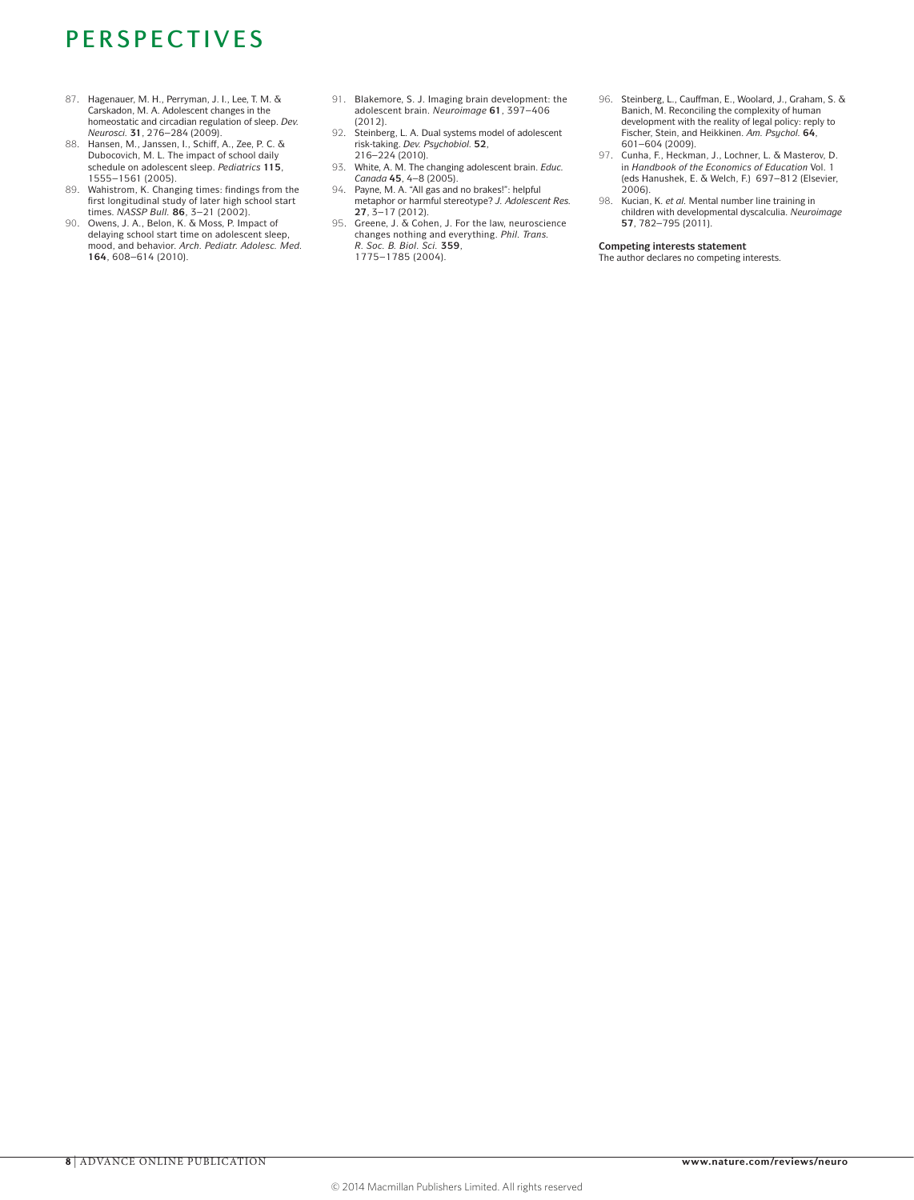87. Hagenauer, M. H., Perryman, J. I., Lee, T. M. & Carskadon, M. A. Adolescent changes in the homeostatic and circadian regulation of sleep. *Dev. Neurosci.* **31**, 276–284 (2009).
88. Hansen, M., Janssen, I., Schiff, A., Zee, P. C. & Dubocovich, M. L. The impact of school daily schedule on adolescent sleep. *Pediatrics* **115**, 1555–1561 (2005).
89. Wahlstrom, K. Changing times: findings from the first longitudinal study of later high school start times. *NASSP Bull.* **86**, 3–21 (2002).
90. Owens, J. A., Belon, K. & Moss, P. Impact of delaying school start time on adolescent sleep, mood, and behavior. *Arch. Pediatr. Adolesc. Med.* **164**, 608–614 (2010).
91. Blakemore, S. J. Imaging brain development: the adolescent brain. *Neuroimage* **61**, 397–406 (2012).
92. Steinberg, L. A. Dual systems model of adolescent risk-taking. *Dev. Psychobiol.* **52**, 216–224 (2010).
93. White, A. M. The changing adolescent brain. *Educ. Canada* **45**, 4–8 (2005).
94. Payne, M. A. "All gas and no brakes!": helpful metaphor or harmful stereotype? *J. Adolescent Res.* **27**, 3–17 (2012).
95. Greene, J. & Cohen, J. For the law, neuroscience changes nothing and everything. *Phil. Trans. R. Soc. B. Biol. Sci.* **359**, 1775–1785 (2004).
96. Steinberg, L., Cauffman, E., Woolard, J., Graham, S. & Banich, M. Reconciling the complexity of human development with the reality of legal policy: reply to Fischer, Stein, and Heikkinen. *Am. Psychol.* **64**, 601–604 (2009).
97. Cunha, F., Heckman, J., Lochner, L. & Masterov, D. in *Handbook of the Economics of Education* Vol. 1 (eds Hanushek, E. & Welch, F.) 697–812 (Elsevier, 2006).
98. Kucian, K. *et al.* Mental number line training in children with developmental dyscalculia. *Neuroimage* **57**, 782–795 (2011).

**Competing interests statement**

The author declares no competing interests.